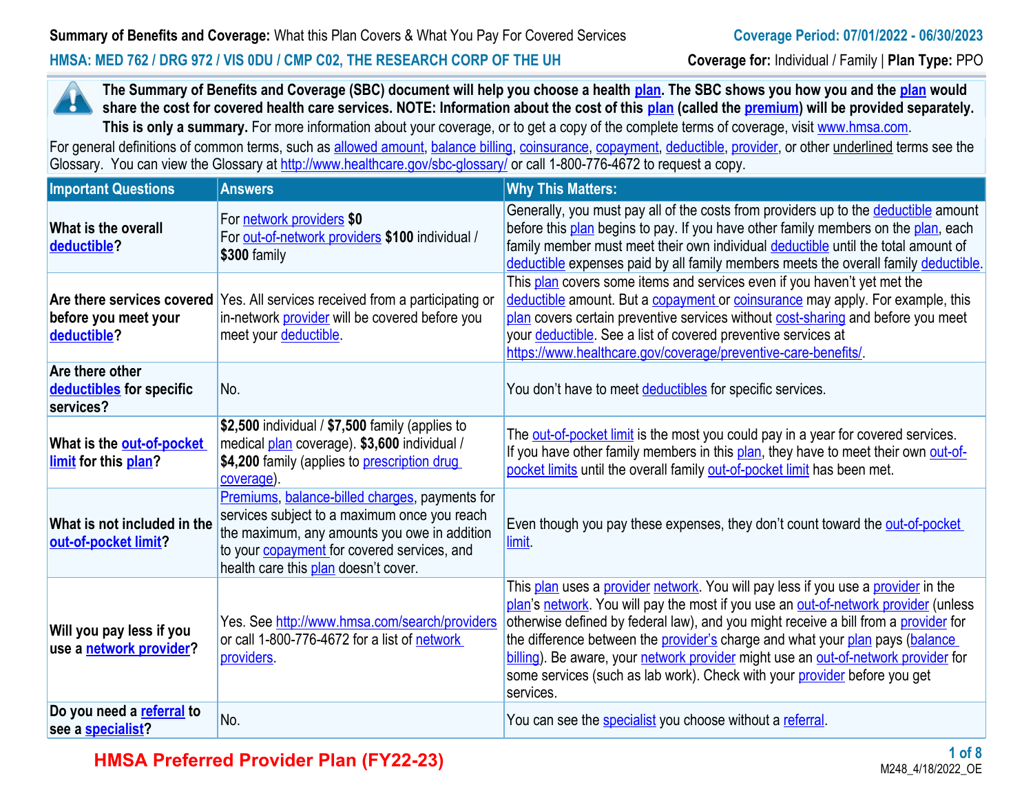**Summary of Benefits and Coverage:** What this Plan Covers & What You Pay For Covered Services

**Coverage Period: 07/01/2022 - 06/30/2023**

**HMSA: MED 762 / DRG 972 / VIS 0DU / CMP C02, THE RESEARCH CORP OF THE UH**

**Coverage for:** Individual / Family | **Plan Type:** PPO

**The Summary of Benefits and Coverage (SBC) document will help you choose a health plan. The SBC shows you how you and the plan would share the cost for covered health care services. NOTE: Information about the cost of this plan (called the premium) will be provided separately. This is only a summary.** For more information about your coverage, or to get a copy of the complete terms of coverage, visit www.hmsa.com.

For general definitions of common terms, such as allowed amount, balance billing, coinsurance, copayment, deductible, provider, or other underlined terms see the Glossary. You can view the Glossary at http://www.healthcare.gov/sbc-glossary/ or call 1-800-776-4672 to request a copy.

| Important Questions | Answers | Why This Matters: |
|---|---|---|
| **What is the overall deductible?** | For network providers **$0**<br>For out-of-network providers **$100** individual / **$300** family | Generally, you must pay all of the costs from providers up to the deductible amount before this plan begins to pay. If you have other family members on the plan, each family member must meet their own individual deductible until the total amount of deductible expenses paid by all family members meets the overall family deductible. |
| **Are there services covered before you meet your deductible?** | Yes. All services received from a participating or in-network provider will be covered before you meet your deductible. | This plan covers some items and services even if you haven't yet met the deductible amount. But a copayment or coinsurance may apply. For example, this plan covers certain preventive services without cost-sharing and before you meet your deductible. See a list of covered preventive services at https://www.healthcare.gov/coverage/preventive-care-benefits/. |
| **Are there other deductibles for specific services?** | No. | You don't have to meet deductibles for specific services. |
| **What is the out-of-pocket limit for this plan?** | **$2,500** individual / **$7,500** family (applies to medical plan coverage). **$3,600** individual / **$4,200** family (applies to prescription drug coverage). | The out-of-pocket limit is the most you could pay in a year for covered services. If you have other family members in this plan, they have to meet their own out-of-pocket limits until the overall family out-of-pocket limit has been met. |
| **What is not included in the out-of-pocket limit?** | Premiums, balance-billed charges, payments for services subject to a maximum once you reach the maximum, any amounts you owe in addition to your copayment for covered services, and health care this plan doesn't cover. | Even though you pay these expenses, they don't count toward the out-of-pocket limit. |
| **Will you pay less if you use a network provider?** | Yes. See http://www.hmsa.com/search/providers or call 1-800-776-4672 for a list of network providers. | This plan uses a provider network. You will pay less if you use a provider in the plan's network. You will pay the most if you use an out-of-network provider (unless otherwise defined by federal law), and you might receive a bill from a provider for the difference between the provider's charge and what your plan pays (balance billing). Be aware, your network provider might use an out-of-network provider for some services (such as lab work). Check with your provider before you get services. |
| **Do you need a referral to see a specialist?** | No. | You can see the specialist you choose without a referral. |

**HMSA Preferred Provider Plan (FY22-23)**

M248_4/18/2022_OE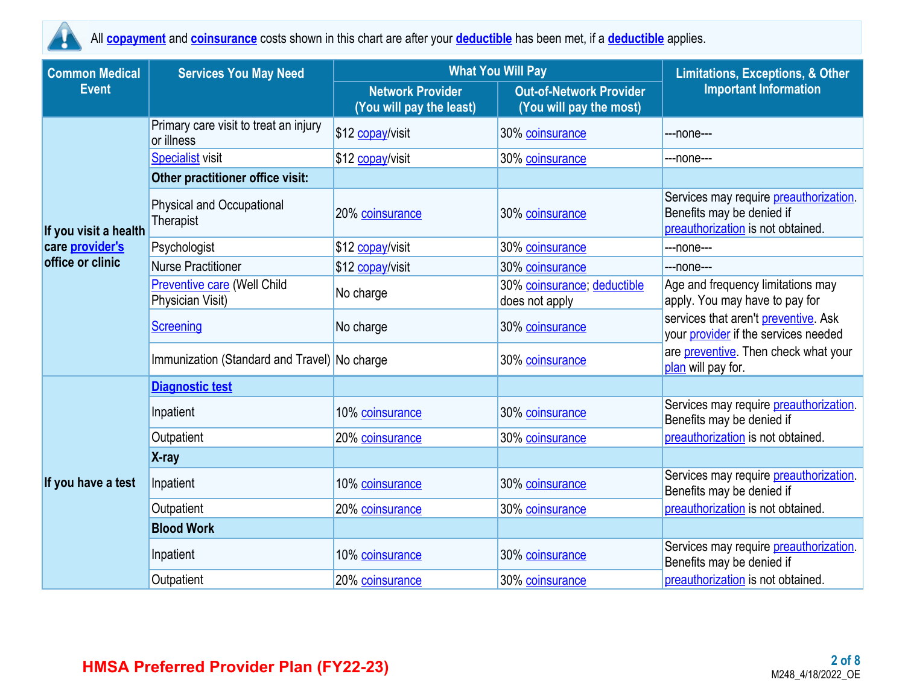All **copayment** and **coinsurance** costs shown in this chart are after your **deductible** has been met, if a **deductible** applies.

| Common Medical Event | Services You May Need | What You Will Pay | | Limitations, Exceptions, & Other Important Information |
|---|---|---|---|---|
| | | Network Provider (You will pay the least) | Out-of-Network Provider (You will pay the most) | |
| If you visit a health care provider's office or clinic | Primary care visit to treat an injury or illness | $12 copay/visit | 30% coinsurance | ---none--- |
| | Specialist visit | $12 copay/visit | 30% coinsurance | ---none--- |
| | **Other practitioner office visit:** | | | |
| | Physical and Occupational Therapist | 20% coinsurance | 30% coinsurance | Services may require preauthorization. Benefits may be denied if preauthorization is not obtained. |
| | Psychologist | $12 copay/visit | 30% coinsurance | ---none--- |
| | Nurse Practitioner | $12 copay/visit | 30% coinsurance | ---none--- |
| | Preventive care (Well Child Physician Visit) | No charge | 30% coinsurance; deductible does not apply | Age and frequency limitations may apply. You may have to pay for services that aren't preventive. Ask your provider if the services needed are preventive. Then check what your plan will pay for. |
| | Screening | No charge | 30% coinsurance | |
| | Immunization (Standard and Travel) | No charge | 30% coinsurance | |
| If you have a test | **Diagnostic test** | | | |
| | Inpatient | 10% coinsurance | 30% coinsurance | Services may require preauthorization. Benefits may be denied if preauthorization is not obtained. |
| | Outpatient | 20% coinsurance | 30% coinsurance | |
| | **X-ray** | | | |
| | Inpatient | 10% coinsurance | 30% coinsurance | Services may require preauthorization. Benefits may be denied if preauthorization is not obtained. |
| | Outpatient | 20% coinsurance | 30% coinsurance | |
| | **Blood Work** | | | |
| | Inpatient | 10% coinsurance | 30% coinsurance | Services may require preauthorization. Benefits may be denied if preauthorization is not obtained. |
| | Outpatient | 20% coinsurance | 30% coinsurance | |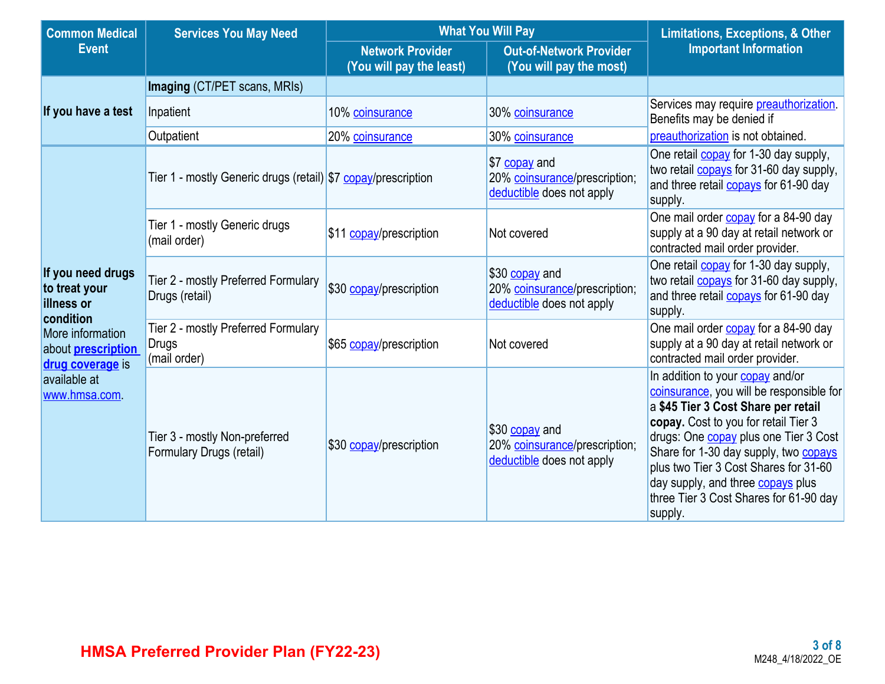| Common Medical Event | Services You May Need | What You Will Pay | | Limitations, Exceptions, & Other Important Information |
|---|---|---|---|---|
| | | Network Provider (You will pay the least) | Out-of-Network Provider (You will pay the most) | |
| If you have a test | **Imaging** (CT/PET scans, MRIs) | | | |
| | Inpatient | 10% coinsurance | 30% coinsurance | Services may require preauthorization. Benefits may be denied if preauthorization is not obtained. |
| | Outpatient | 20% coinsurance | 30% coinsurance | |
| **If you need drugs to treat your illness or condition** More information about **prescription drug coverage** is available at www.hmsa.com. | Tier 1 - mostly Generic drugs (retail) | $7 copay/prescription | $7 copay and 20% coinsurance/prescription; deductible does not apply | One retail copay for 1-30 day supply, two retail copays for 31-60 day supply, and three retail copays for 61-90 day supply. |
| | Tier 1 - mostly Generic drugs (mail order) | $11 copay/prescription | Not covered | One mail order copay for a 84-90 day supply at a 90 day at retail network or contracted mail order provider. |
| | Tier 2 - mostly Preferred Formulary Drugs (retail) | $30 copay/prescription | $30 copay and 20% coinsurance/prescription; deductible does not apply | One retail copay for 1-30 day supply, two retail copays for 31-60 day supply, and three retail copays for 61-90 day supply. |
| | Tier 2 - mostly Preferred Formulary Drugs (mail order) | $65 copay/prescription | Not covered | One mail order copay for a 84-90 day supply at a 90 day at retail network or contracted mail order provider. |
| | Tier 3 - mostly Non-preferred Formulary Drugs (retail) | $30 copay/prescription | $30 copay and 20% coinsurance/prescription; deductible does not apply | In addition to your copay and/or coinsurance, you will be responsible for a **$45 Tier 3 Cost Share per retail copay.** Cost to you for retail Tier 3 drugs: One copay plus one Tier 3 Cost Share for 1-30 day supply, two copays plus two Tier 3 Cost Shares for 31-60 day supply, and three copays plus three Tier 3 Cost Shares for 61-90 day supply. |

HMSA Preferred Provider Plan (FY22-23)

M248_4/18/2022_OE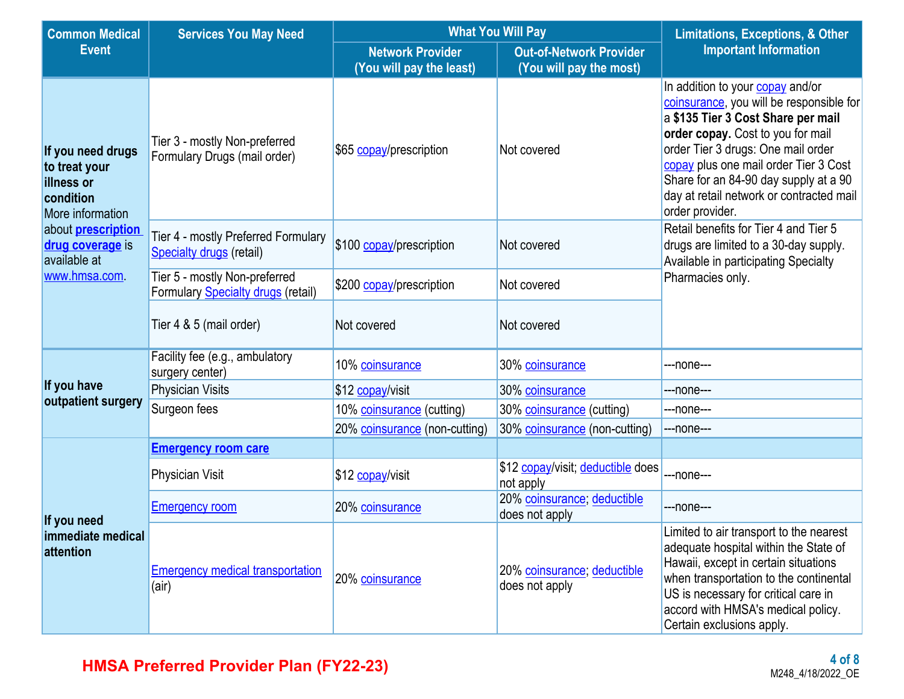| Common Medical Event | Services You May Need | What You Will Pay | | Limitations, Exceptions, & Other Important Information |
|---|---|---|---|---|
| | | Network Provider (You will pay the least) | Out-of-Network Provider (You will pay the most) | |
| If you need drugs to treat your illness or condition More information about **prescription drug coverage** is available at www.hmsa.com. | Tier 3 - mostly Non-preferred Formulary Drugs (mail order) | $65 copay/prescription | Not covered | In addition to your copay and/or coinsurance, you will be responsible for a **$135 Tier 3 Cost Share per mail order copay.** Cost to you for mail order Tier 3 drugs: One mail order copay plus one mail order Tier 3 Cost Share for an 84-90 day supply at a 90 day at retail network or contracted mail order provider. |
| | Tier 4 - mostly Preferred Formulary Specialty drugs (retail) | $100 copay/prescription | Not covered | Retail benefits for Tier 4 and Tier 5 drugs are limited to a 30-day supply. Available in participating Specialty Pharmacies only. |
| | Tier 5 - mostly Non-preferred Formulary Specialty drugs (retail) | $200 copay/prescription | Not covered | |
| | Tier 4 & 5 (mail order) | Not covered | Not covered | |
| If you have outpatient surgery | Facility fee (e.g., ambulatory surgery center) | 10% coinsurance | 30% coinsurance | ---none--- |
| | Physician Visits | $12 copay/visit | 30% coinsurance | ---none--- |
| | Surgeon fees | 10% coinsurance (cutting) | 30% coinsurance (cutting) | ---none--- |
| | | 20% coinsurance (non-cutting) | 30% coinsurance (non-cutting) | ---none--- |
| If you need immediate medical attention | **Emergency room care** | | | |
| | Physician Visit | $12 copay/visit | $12 copay/visit; deductible does not apply | ---none--- |
| | Emergency room | 20% coinsurance | 20% coinsurance; deductible does not apply | ---none--- |
| | Emergency medical transportation (air) | 20% coinsurance | 20% coinsurance; deductible does not apply | Limited to air transport to the nearest adequate hospital within the State of Hawaii, except in certain situations when transportation to the continental US is necessary for critical care in accord with HMSA's medical policy. Certain exclusions apply. |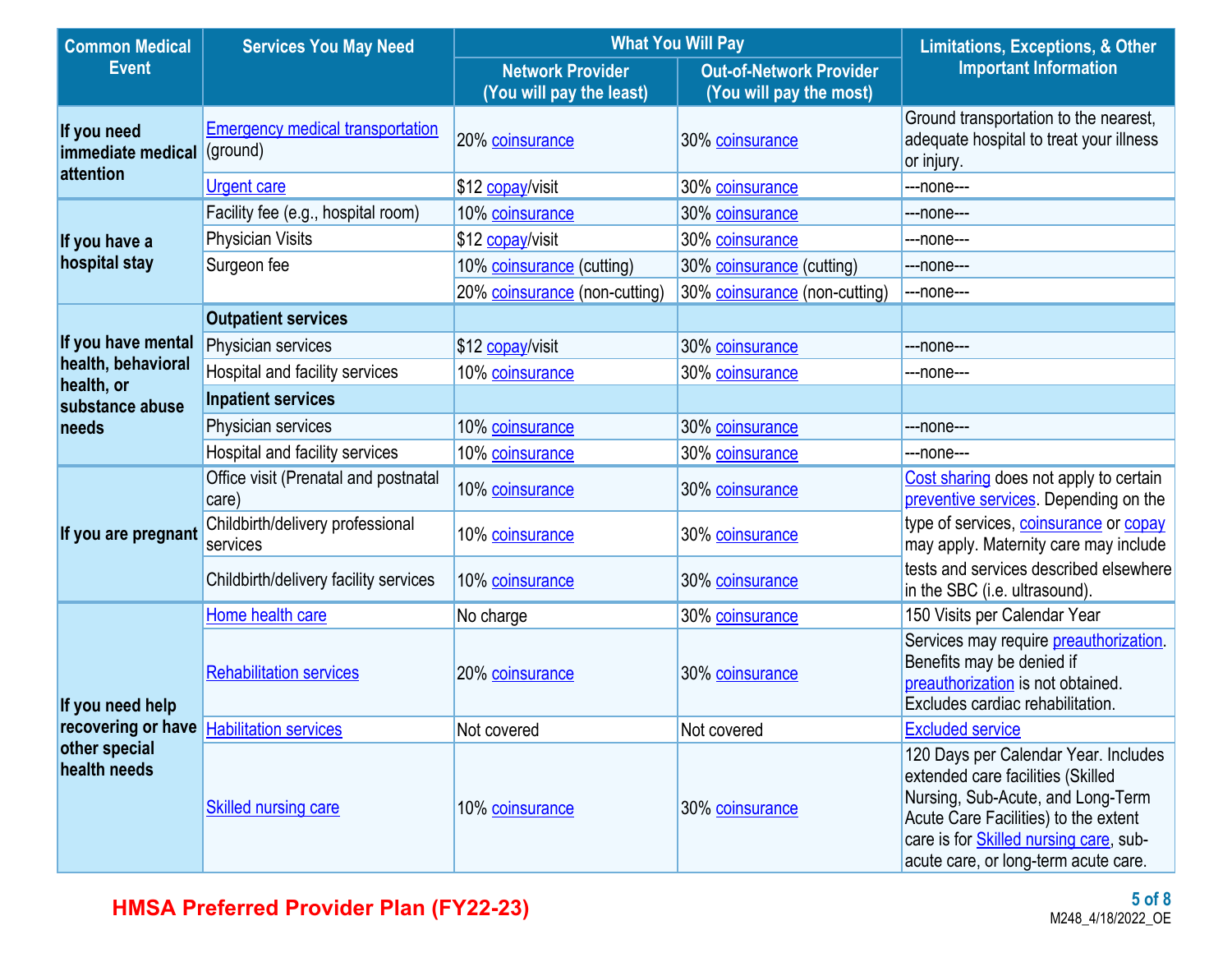| Common Medical Event | Services You May Need | What You Will Pay | | Limitations, Exceptions, & Other Important Information |
|---|---|---|---|---|
| | | Network Provider (You will pay the least) | Out-of-Network Provider (You will pay the most) | |
| If you need immediate medical attention | Emergency medical transportation (ground) | 20% coinsurance | 30% coinsurance | Ground transportation to the nearest, adequate hospital to treat your illness or injury. |
| | Urgent care | $12 copay/visit | 30% coinsurance | ---none--- |
| If you have a hospital stay | Facility fee (e.g., hospital room) | 10% coinsurance | 30% coinsurance | ---none--- |
| | Physician Visits | $12 copay/visit | 30% coinsurance | ---none--- |
| | Surgeon fee | 10% coinsurance (cutting) | 30% coinsurance (cutting) | ---none--- |
| | | 20% coinsurance (non-cutting) | 30% coinsurance (non-cutting) | ---none--- |
| If you have mental health, behavioral health, or substance abuse needs | **Outpatient services** | | | |
| | Physician services | $12 copay/visit | 30% coinsurance | ---none--- |
| | Hospital and facility services | 10% coinsurance | 30% coinsurance | ---none--- |
| | **Inpatient services** | | | |
| | Physician services | 10% coinsurance | 30% coinsurance | ---none--- |
| | Hospital and facility services | 10% coinsurance | 30% coinsurance | ---none--- |
| If you are pregnant | Office visit (Prenatal and postnatal care) | 10% coinsurance | 30% coinsurance | Cost sharing does not apply to certain preventive services. Depending on the type of services, coinsurance or copay may apply. Maternity care may include tests and services described elsewhere in the SBC (i.e. ultrasound). |
| | Childbirth/delivery professional services | 10% coinsurance | 30% coinsurance | |
| | Childbirth/delivery facility services | 10% coinsurance | 30% coinsurance | |
| If you need help recovering or have other special health needs | Home health care | No charge | 30% coinsurance | 150 Visits per Calendar Year |
| | Rehabilitation services | 20% coinsurance | 30% coinsurance | Services may require preauthorization. Benefits may be denied if preauthorization is not obtained. Excludes cardiac rehabilitation. |
| | Habilitation services | Not covered | Not covered | Excluded service |
| | Skilled nursing care | 10% coinsurance | 30% coinsurance | 120 Days per Calendar Year. Includes extended care facilities (Skilled Nursing, Sub-Acute, and Long-Term Acute Care Facilities) to the extent care is for Skilled nursing care, sub-acute care, or long-term acute care. |

**HMSA Preferred Provider Plan (FY22-23)**

M248_4/18/2022_OE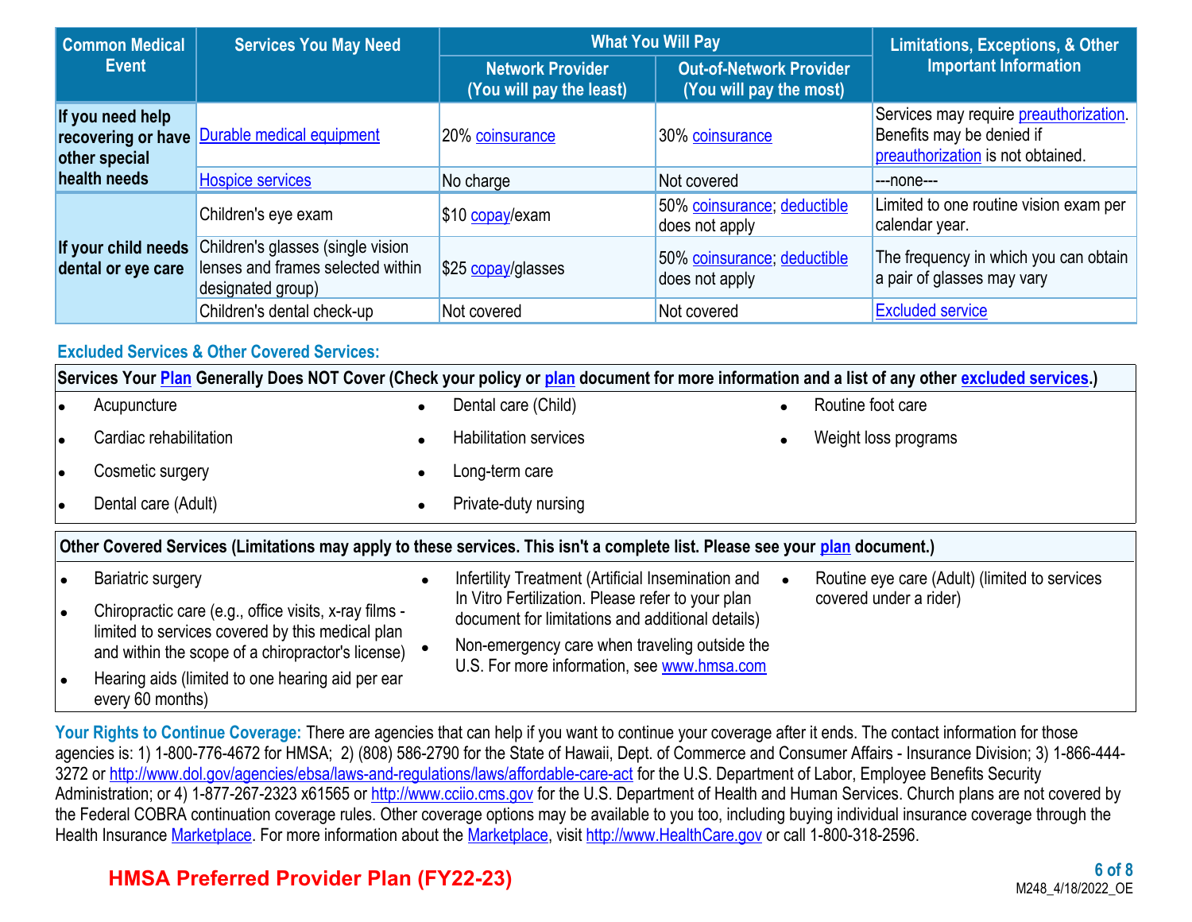| Common Medical Event | Services You May Need | What You Will Pay | | Limitations, Exceptions, & Other Important Information |
|---|---|---|---|---|
| | | Network Provider (You will pay the least) | Out-of-Network Provider (You will pay the most) | |
| If you need help recovering or have other special health needs | Durable medical equipment | 20% coinsurance | 30% coinsurance | Services may require preauthorization. Benefits may be denied if preauthorization is not obtained. |
| | Hospice services | No charge | Not covered | ---none--- |
| If your child needs dental or eye care | Children's eye exam | $10 copay/exam | 50% coinsurance; deductible does not apply | Limited to one routine vision exam per calendar year. |
| | Children's glasses (single vision lenses and frames selected within designated group) | $25 copay/glasses | 50% coinsurance; deductible does not apply | The frequency in which you can obtain a pair of glasses may vary |
| | Children's dental check-up | Not covered | Not covered | Excluded service |

## Excluded Services & Other Covered Services:

**Services Your Plan Generally Does NOT Cover (Check your policy or plan document for more information and a list of any other excluded services.)**

- Acupuncture
- Cardiac rehabilitation
- Cosmetic surgery
- Dental care (Adult)
- Dental care (Child)
- Habilitation services
- Long-term care
- Private-duty nursing
- Routine foot care
- Weight loss programs

**Other Covered Services (Limitations may apply to these services. This isn't a complete list. Please see your plan document.)**

- Bariatric surgery
- Chiropractic care (e.g., office visits, x-ray films - limited to services covered by this medical plan and within the scope of a chiropractor's license)
- Hearing aids (limited to one hearing aid per ear every 60 months)
- Infertility Treatment (Artificial Insemination and In Vitro Fertilization. Please refer to your plan document for limitations and additional details)
- Non-emergency care when traveling outside the U.S. For more information, see www.hmsa.com
- Routine eye care (Adult) (limited to services covered under a rider)

**Your Rights to Continue Coverage:** There are agencies that can help if you want to continue your coverage after it ends. The contact information for those agencies is: 1) 1-800-776-4672 for HMSA; 2) (808) 586-2790 for the State of Hawaii, Dept. of Commerce and Consumer Affairs - Insurance Division; 3) 1-866-444-3272 or http://www.dol.gov/agencies/ebsa/laws-and-regulations/laws/affordable-care-act for the U.S. Department of Labor, Employee Benefits Security Administration; or 4) 1-877-267-2323 x61565 or http://www.cciio.cms.gov for the U.S. Department of Health and Human Services. Church plans are not covered by the Federal COBRA continuation coverage rules. Other coverage options may be available to you too, including buying individual insurance coverage through the Health Insurance Marketplace. For more information about the Marketplace, visit http://www.HealthCare.gov or call 1-800-318-2596.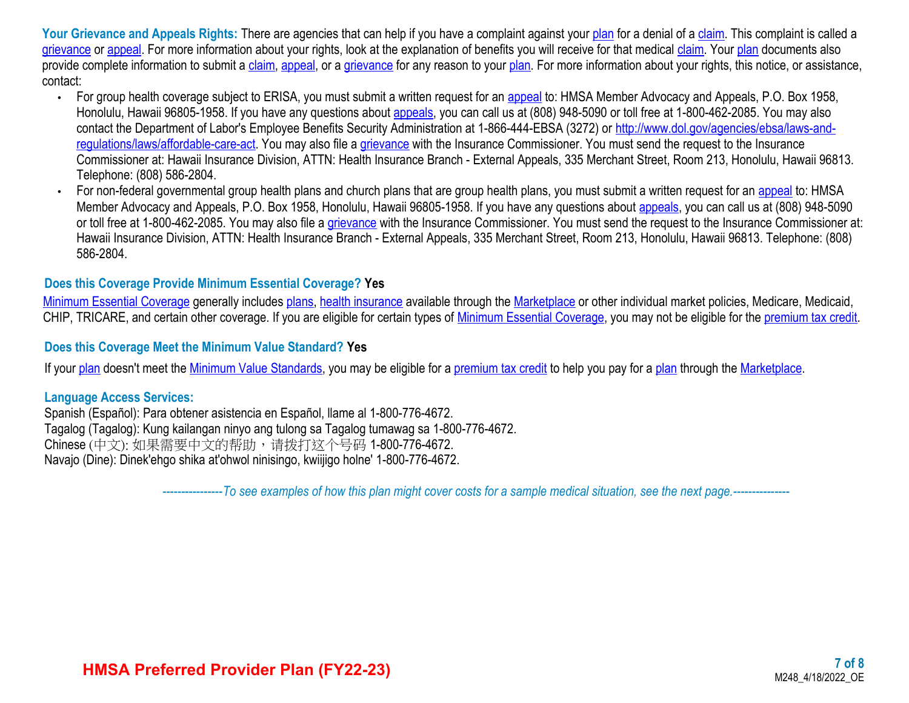**Your Grievance and Appeals Rights:** There are agencies that can help if you have a complaint against your plan for a denial of a claim. This complaint is called a grievance or appeal. For more information about your rights, look at the explanation of benefits you will receive for that medical claim. Your plan documents also provide complete information to submit a claim, appeal, or a grievance for any reason to your plan. For more information about your rights, this notice, or assistance, contact:

- For group health coverage subject to ERISA, you must submit a written request for an appeal to: HMSA Member Advocacy and Appeals, P.O. Box 1958, Honolulu, Hawaii 96805-1958. If you have any questions about appeals, you can call us at (808) 948-5090 or toll free at 1-800-462-2085. You may also contact the Department of Labor's Employee Benefits Security Administration at 1-866-444-EBSA (3272) or http://www.dol.gov/agencies/ebsa/laws-and-regulations/laws/affordable-care-act. You may also file a grievance with the Insurance Commissioner. You must send the request to the Insurance Commissioner at: Hawaii Insurance Division, ATTN: Health Insurance Branch - External Appeals, 335 Merchant Street, Room 213, Honolulu, Hawaii 96813. Telephone: (808) 586-2804.
- For non-federal governmental group health plans and church plans that are group health plans, you must submit a written request for an appeal to: HMSA Member Advocacy and Appeals, P.O. Box 1958, Honolulu, Hawaii 96805-1958. If you have any questions about appeals, you can call us at (808) 948-5090 or toll free at 1-800-462-2085. You may also file a grievance with the Insurance Commissioner. You must send the request to the Insurance Commissioner at: Hawaii Insurance Division, ATTN: Health Insurance Branch - External Appeals, 335 Merchant Street, Room 213, Honolulu, Hawaii 96813. Telephone: (808) 586-2804.

**Does this Coverage Provide Minimum Essential Coverage? Yes**

Minimum Essential Coverage generally includes plans, health insurance available through the Marketplace or other individual market policies, Medicare, Medicaid, CHIP, TRICARE, and certain other coverage. If you are eligible for certain types of Minimum Essential Coverage, you may not be eligible for the premium tax credit.

**Does this Coverage Meet the Minimum Value Standard? Yes**

If your plan doesn't meet the Minimum Value Standards, you may be eligible for a premium tax credit to help you pay for a plan through the Marketplace.

**Language Access Services:**

Spanish (Español): Para obtener asistencia en Español, llame al 1-800-776-4672.
Tagalog (Tagalog): Kung kailangan ninyo ang tulong sa Tagalog tumawag sa 1-800-776-4672.
Chinese (中文): 如果需要中文的帮助，请拨打这个号码 1-800-776-4672.
Navajo (Dine): Dinek'ehgo shika at'ohwol ninisingo, kwiijigo holne' 1-800-776-4672.

*----------------To see examples of how this plan might cover costs for a sample medical situation, see the next page.---------------*

HMSA Preferred Provider Plan (FY22-23)

M248_4/18/2022_OE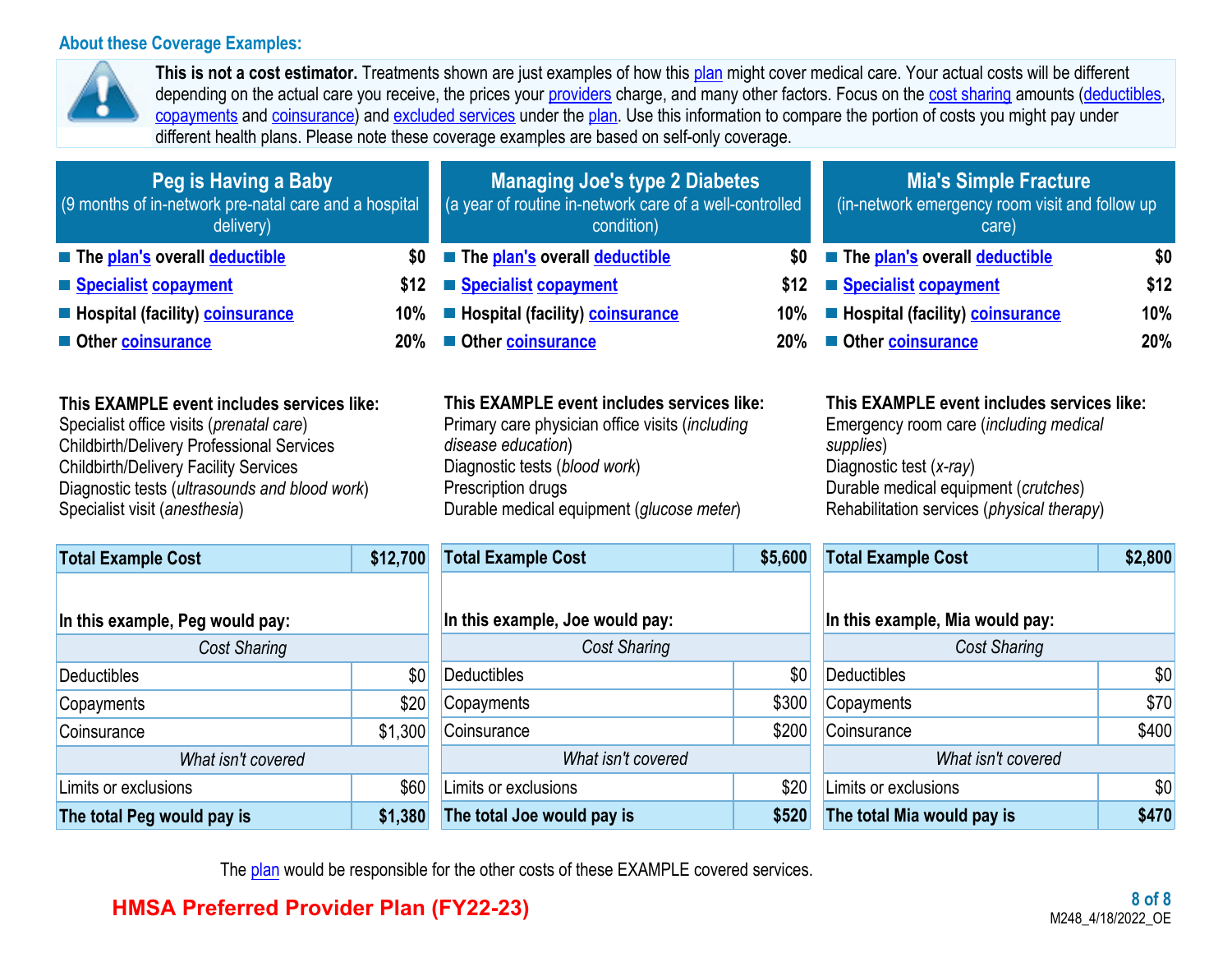## About these Coverage Examples:

**This is not a cost estimator.** Treatments shown are just examples of how this plan might cover medical care. Your actual costs will be different depending on the actual care you receive, the prices your providers charge, and many other factors. Focus on the cost sharing amounts (deductibles, copayments and coinsurance) and excluded services under the plan. Use this information to compare the portion of costs you might pay under different health plans. Please note these coverage examples are based on self-only coverage.

### Peg is Having a Baby
(9 months of in-network pre-natal care and a hospital delivery)

- **The plan's overall deductible** **$0**
- **Specialist copayment** **$12**
- **Hospital (facility) coinsurance** **10%**
- **Other coinsurance** **20%**

**This EXAMPLE event includes services like:**
Specialist office visits (*prenatal care*)
Childbirth/Delivery Professional Services
Childbirth/Delivery Facility Services
Diagnostic tests (*ultrasounds and blood work*)
Specialist visit (*anesthesia*)

| **Total Example Cost** | **$12,700** |
|---|---|
| **In this example, Peg would pay:** | |
| *Cost Sharing* | |
| Deductibles | $0 |
| Copayments | $20 |
| Coinsurance | $1,300 |
| *What isn't covered* | |
| Limits or exclusions | $60 |
| **The total Peg would pay is** | **$1,380** |

### Managing Joe's type 2 Diabetes
(a year of routine in-network care of a well-controlled condition)

- **The plan's overall deductible** **$0**
- **Specialist copayment** **$12**
- **Hospital (facility) coinsurance** **10%**
- **Other coinsurance** **20%**

**This EXAMPLE event includes services like:**
Primary care physician office visits (*including disease education*)
Diagnostic tests (*blood work*)
Prescription drugs
Durable medical equipment (*glucose meter*)

| **Total Example Cost** | **$5,600** |
|---|---|
| **In this example, Joe would pay:** | |
| *Cost Sharing* | |
| Deductibles | $0 |
| Copayments | $300 |
| Coinsurance | $200 |
| *What isn't covered* | |
| Limits or exclusions | $20 |
| **The total Joe would pay is** | **$520** |

### Mia's Simple Fracture
(in-network emergency room visit and follow up care)

- **The plan's overall deductible** **$0**
- **Specialist copayment** **$12**
- **Hospital (facility) coinsurance** **10%**
- **Other coinsurance** **20%**

**This EXAMPLE event includes services like:**
Emergency room care (*including medical supplies*)
Diagnostic test (*x-ray*)
Durable medical equipment (*crutches*)
Rehabilitation services (*physical therapy*)

| **Total Example Cost** | **$2,800** |
|---|---|
| **In this example, Mia would pay:** | |
| *Cost Sharing* | |
| Deductibles | $0 |
| Copayments | $70 |
| Coinsurance | $400 |
| *What isn't covered* | |
| Limits or exclusions | $0 |
| **The total Mia would pay is** | **$470** |

The plan would be responsible for the other costs of these EXAMPLE covered services.

**HMSA Preferred Provider Plan (FY22-23)**

M248_4/18/2022_OE